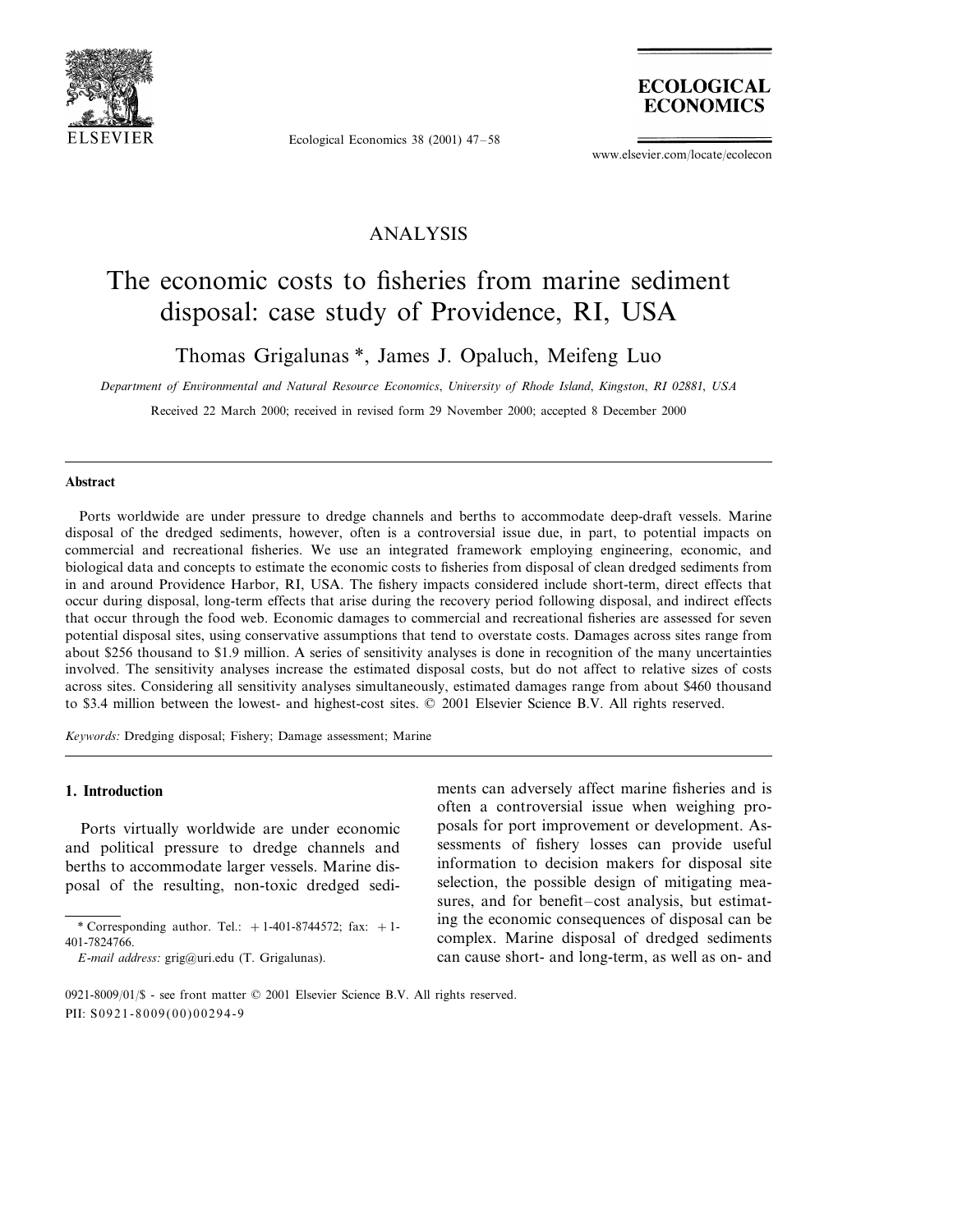ANALYSIS

# The economic costs to fisheries from marine sediment disposal: case study of Providence, RI, USA

Thomas Grigalunas *, James J. Opaluch, Meifeng Luo

*Department of Environmental and Natural Resource Economics, University of Rhode Island, Kingston, RI 02881, USA*

Received 22 March 2000; received in revised form 29 November 2000; accepted 8 December 2000

## Abstract

Ports worldwide are under pressure to dredge channels and berths to accommodate deep-draft vessels. Marine disposal of the dredged sediments, however, often is a controversial issue due, in part, to potential impacts on commercial and recreational fisheries. We use an integrated framework employing engineering, economic, and biological data and concepts to estimate the economic costs to fisheries from disposal of clean dredged sediments from in and around Providence Harbor, RI, USA. The fishery impacts considered include short-term, direct effects that occur during disposal, long-term effects that arise during the recovery period following disposal, and indirect effects that occur through the food web. Economic damages to commercial and recreational fisheries are assessed for seven potential disposal sites, using conservative assumptions that tend to overstate costs. Damages across sites range from about $256 thousand to $1.9 million. A series of sensitivity analyses is done in recognition of the many uncertainties involved. The sensitivity analyses increase the estimated disposal costs, but do not affect to relative sizes of costs across sites. Considering all sensitivity analyses simultaneously, estimated damages range from about $460 thousand to $3.4 million between the lowest- and highest-cost sites. © 2001 Elsevier Science B.V. All rights reserved.

*Keywords:* Dredging disposal; Fishery; Damage assessment; Marine

## 1. Introduction

Ports virtually worldwide are under economic and political pressure to dredge channels and berths to accommodate larger vessels. Marine disposal of the resulting, non-toxic dredged sediments can adversely affect marine fisheries and is often a controversial issue when weighing proposals for port improvement or development. Assessments of fishery losses can provide useful information to decision makers for disposal site selection, the possible design of mitigating measures, and for benefit–cost analysis, but estimating the economic consequences of disposal can be complex. Marine disposal of dredged sediments can cause short- and long-term, as well as on- and

* Corresponding author. Tel.: +1-401-8744572; fax: +1-401-7824766.
*E-mail address:* grig@uri.edu (T. Grigalunas).

0921-8009/01/$ - see front matter © 2001 Elsevier Science B.V. All rights reserved.
PII: S0921-8009(00)00294-9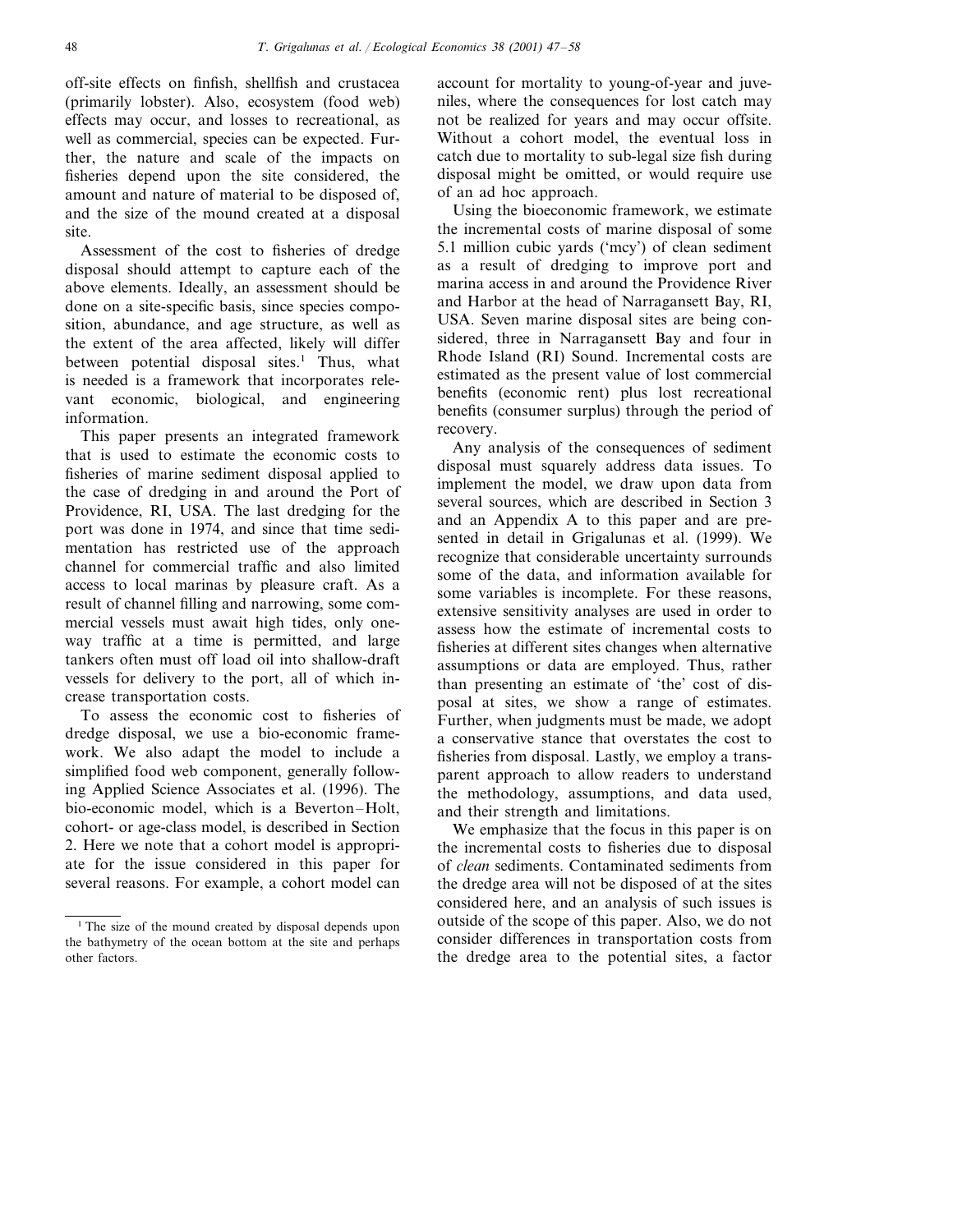off-site effects on finfish, shellfish and crustacea (primarily lobster). Also, ecosystem (food web) effects may occur, and losses to recreational, as well as commercial, species can be expected. Further, the nature and scale of the impacts on fisheries depend upon the site considered, the amount and nature of material to be disposed of, and the size of the mound created at a disposal site.

Assessment of the cost to fisheries of dredge disposal should attempt to capture each of the above elements. Ideally, an assessment should be done on a site-specific basis, since species composition, abundance, and age structure, as well as the extent of the area affected, likely will differ between potential disposal sites.[1] Thus, what is needed is a framework that incorporates relevant economic, biological, and engineering information.

This paper presents an integrated framework that is used to estimate the economic costs to fisheries of marine sediment disposal applied to the case of dredging in and around the Port of Providence, RI, USA. The last dredging for the port was done in 1974, and since that time sedimentation has restricted use of the approach channel for commercial traffic and also limited access to local marinas by pleasure craft. As a result of channel filling and narrowing, some commercial vessels must await high tides, only one-way traffic at a time is permitted, and large tankers often must off load oil into shallow-draft vessels for delivery to the port, all of which increase transportation costs.

To assess the economic cost to fisheries of dredge disposal, we use a bio-economic framework. We also adapt the model to include a simplified food web component, generally following Applied Science Associates et al. (1996). The bio-economic model, which is a Beverton–Holt, cohort- or age-class model, is described in Section 2. Here we note that a cohort model is appropriate for the issue considered in this paper for several reasons. For example, a cohort model can account for mortality to young-of-year and juveniles, where the consequences for lost catch may not be realized for years and may occur offsite. Without a cohort model, the eventual loss in catch due to mortality to sub-legal size fish during disposal might be omitted, or would require use of an ad hoc approach.

Using the bioeconomic framework, we estimate the incremental costs of marine disposal of some 5.1 million cubic yards ('mcy') of clean sediment as a result of dredging to improve port and marina access in and around the Providence River and Harbor at the head of Narragansett Bay, RI, USA. Seven marine disposal sites are being considered, three in Narragansett Bay and four in Rhode Island (RI) Sound. Incremental costs are estimated as the present value of lost commercial benefits (economic rent) plus lost recreational benefits (consumer surplus) through the period of recovery.

Any analysis of the consequences of sediment disposal must squarely address data issues. To implement the model, we draw upon data from several sources, which are described in Section 3 and an Appendix A to this paper and are presented in detail in Grigalunas et al. (1999). We recognize that considerable uncertainty surrounds some of the data, and information available for some variables is incomplete. For these reasons, extensive sensitivity analyses are used in order to assess how the estimate of incremental costs to fisheries at different sites changes when alternative assumptions or data are employed. Thus, rather than presenting an estimate of 'the' cost of disposal at sites, we show a range of estimates. Further, when judgments must be made, we adopt a conservative stance that overstates the cost to fisheries from disposal. Lastly, we employ a transparent approach to allow readers to understand the methodology, assumptions, and data used, and their strength and limitations.

We emphasize that the focus in this paper is on the incremental costs to fisheries due to disposal of *clean* sediments. Contaminated sediments from the dredge area will not be disposed of at the sites considered here, and an analysis of such issues is outside of the scope of this paper. Also, we do not consider differences in transportation costs from the dredge area to the potential sites, a factor

[1] The size of the mound created by disposal depends upon the bathymetry of the ocean bottom at the site and perhaps other factors.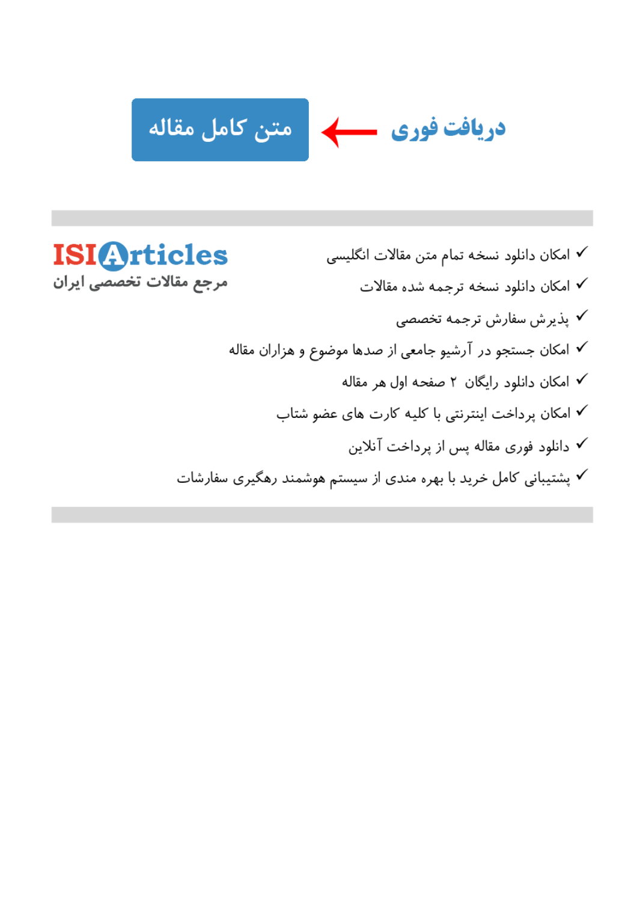دریافت فوری ← متن کامل مقاله

**ISIArticles**
مرجع مقالات تخصصی ایران

- ✓ امکان دانلود نسخه تمام متن مقالات انگلیسی
- ✓ امکان دانلود نسخه ترجمه شده مقالات
- ✓ پذیرش سفارش ترجمه تخصصی
- ✓ امکان جستجو در آرشیو جامعی از صدها موضوع و هزاران مقاله
- ✓ امکان دانلود رایگان ۲ صفحه اول هر مقاله
- ✓ امکان پرداخت اینترنتی با کلیه کارت های عضو شتاب
- ✓ دانلود فوری مقاله پس از پرداخت آنلاین
- ✓ پشتیبانی کامل خرید با بهره مندی از سیستم هوشمند رهگیری سفارشات